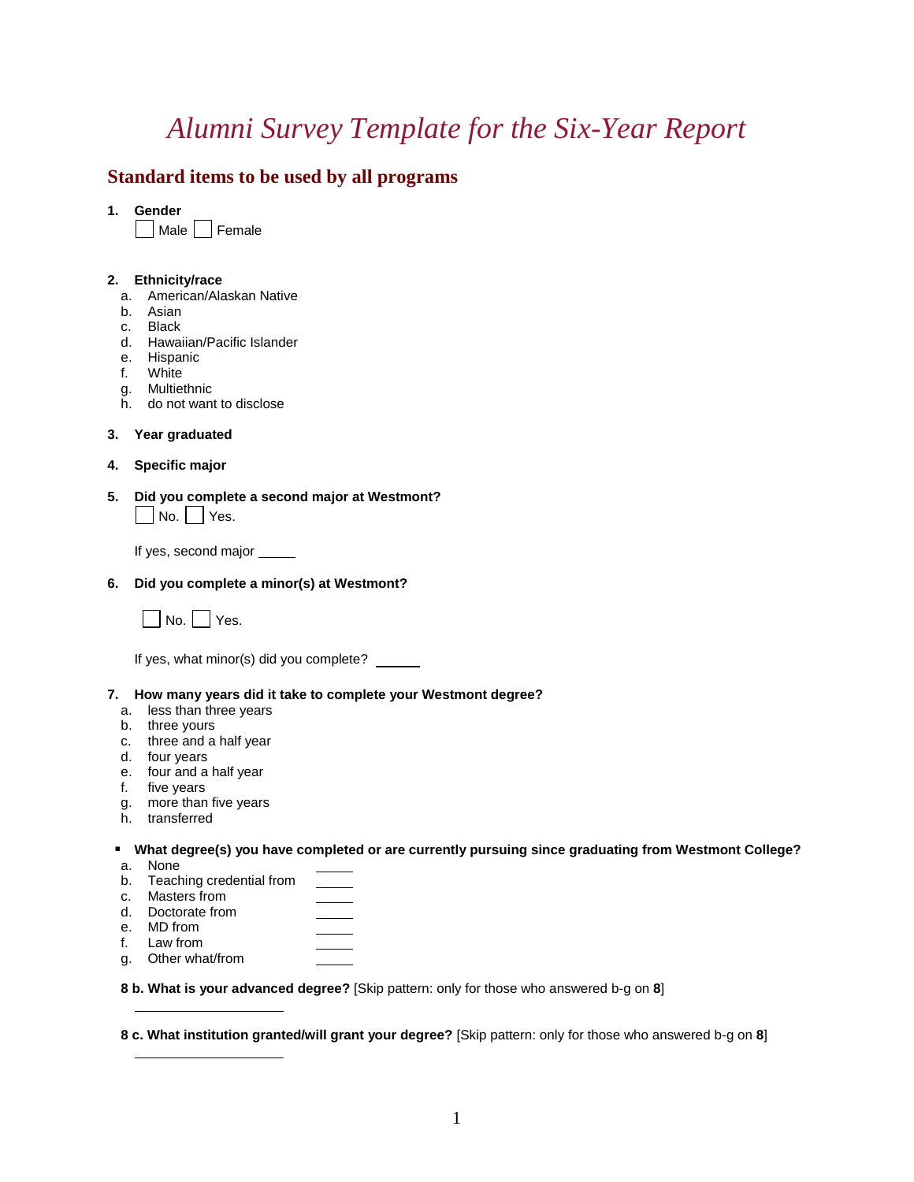// Alumni Survey Template for the Six-Year Report

# *Alumni Survey Template for the Six-Year Report*

## Standard items to be used by all programs

1. **Gender**

   ☐ Male ☐ Female

2. **Ethnicity/race**
   a. American/Alaskan Native
   b. Asian
   c. Black
   d. Hawaiian/Pacific Islander
   e. Hispanic
   f. White
   g. Multiethnic
   h. do not want to disclose

3. **Year graduated**

4. **Specific major**

5. **Did you complete a second major at Westmont?**

   ☐ No. ☐ Yes.

   If yes, second major _____

6. **Did you complete a minor(s) at Westmont?**

   ☐ No. ☐ Yes.

   If yes, what minor(s) did you complete? ______

7. **How many years did it take to complete your Westmont degree?**
   a. less than three years
   b. three yours
   c. three and a half year
   d. four years
   e. four and a half year
   f. five years
   g. more than five years
   h. transferred

- **What degree(s) you have completed or are currently pursuing since graduating from Westmont College?**
   a. None
   b. Teaching credential from _____
   c. Masters from _____
   d. Doctorate from _____
   e. MD from _____
   f. Law from _____
   g. Other what/from _____

   **8 b. What is your advanced degree?** [Skip pattern: only for those who answered b-g on **8**]

   ____________________

   **8 c. What institution granted/will grant your degree?** [Skip pattern: only for those who answered b-g on **8**]

   ____________________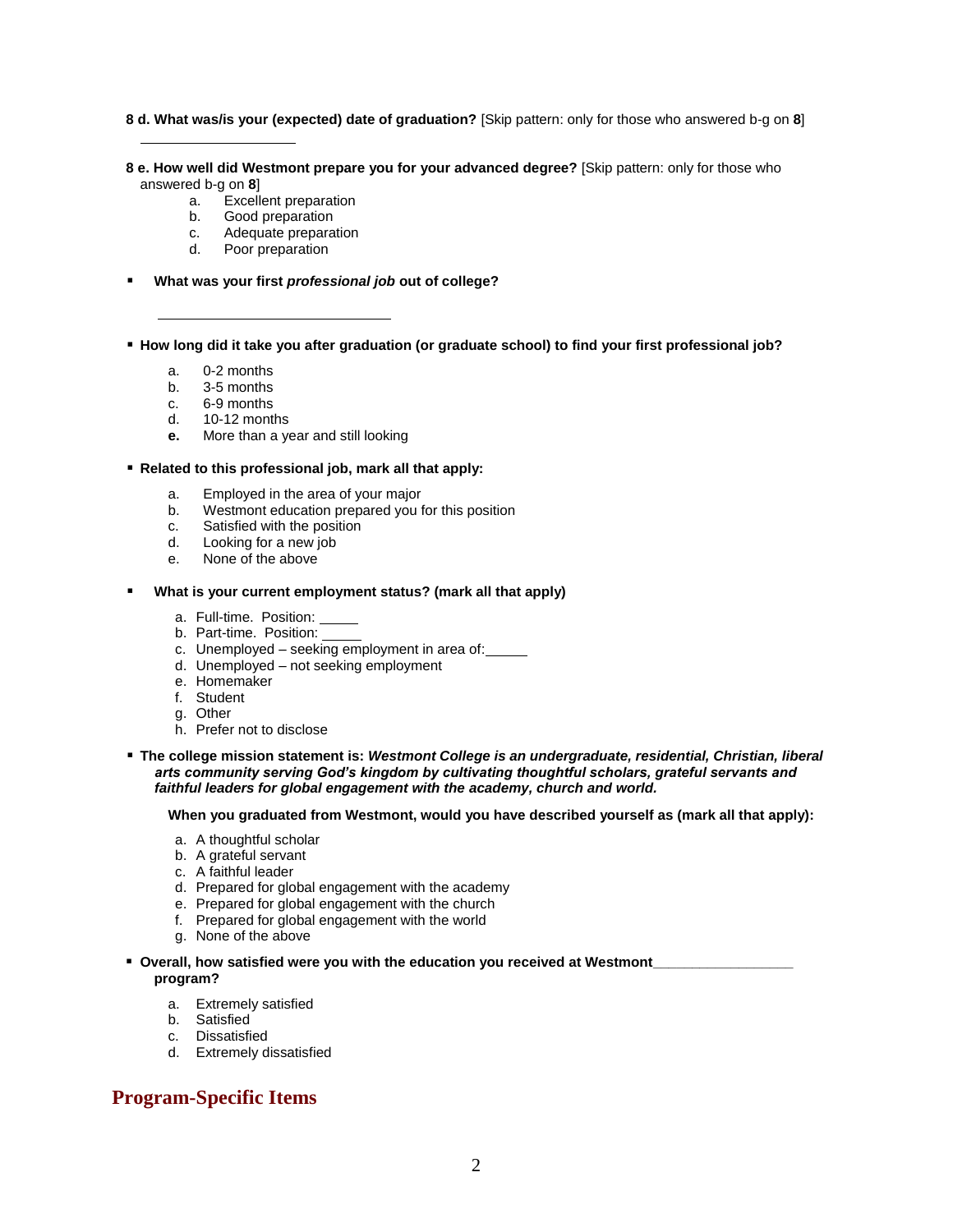**8 d. What was/is your (expected) date of graduation?** [Skip pattern: only for those who answered b-g on **8**]

\_\_\_\_\_\_\_\_\_\_\_\_\_\_\_\_\_\_\_\_

**8 e. How well did Westmont prepare you for your advanced degree?** [Skip pattern: only for those who answered b-g on **8**]

- a. Excellent preparation
- b. Good preparation
- c. Adequate preparation
- d. Poor preparation

- **What was your first *professional job* out of college?**

  \_\_\_\_\_\_\_\_\_\_\_\_\_\_\_\_\_\_\_\_\_\_\_\_\_\_\_\_

- **How long did it take you after graduation (or graduate school) to find your first professional job?**

  - a. 0-2 months
  - b. 3-5 months
  - c. 6-9 months
  - d. 10-12 months
  - **e.** More than a year and still looking

- **Related to this professional job, mark all that apply:**

  - a. Employed in the area of your major
  - b. Westmont education prepared you for this position
  - c. Satisfied with the position
  - d. Looking for a new job
  - e. None of the above

- **What is your current employment status? (mark all that apply)**

  - a. Full-time. Position: \_\_\_\_\_
  - b. Part-time. Position: \_\_\_\_\_
  - c. Unemployed – seeking employment in area of: \_\_\_\_\_
  - d. Unemployed – not seeking employment
  - e. Homemaker
  - f. Student
  - g. Other
  - h. Prefer not to disclose

- **The college mission statement is: *Westmont College is an undergraduate, residential, Christian, liberal arts community serving God's kingdom by cultivating thoughtful scholars, grateful servants and faithful leaders for global engagement with the academy, church and world.***

  **When you graduated from Westmont, would you have described yourself as (mark all that apply):**

  - a. A thoughtful scholar
  - b. A grateful servant
  - c. A faithful leader
  - d. Prepared for global engagement with the academy
  - e. Prepared for global engagement with the church
  - f. Prepared for global engagement with the world
  - g. None of the above

- **Overall, how satisfied were you with the education you received at Westmont\_\_\_\_\_\_\_\_\_\_\_\_\_\_\_\_\_\_ program?**

  - a. Extremely satisfied
  - b. Satisfied
  - c. Dissatisfied
  - d. Extremely dissatisfied

## Program-Specific Items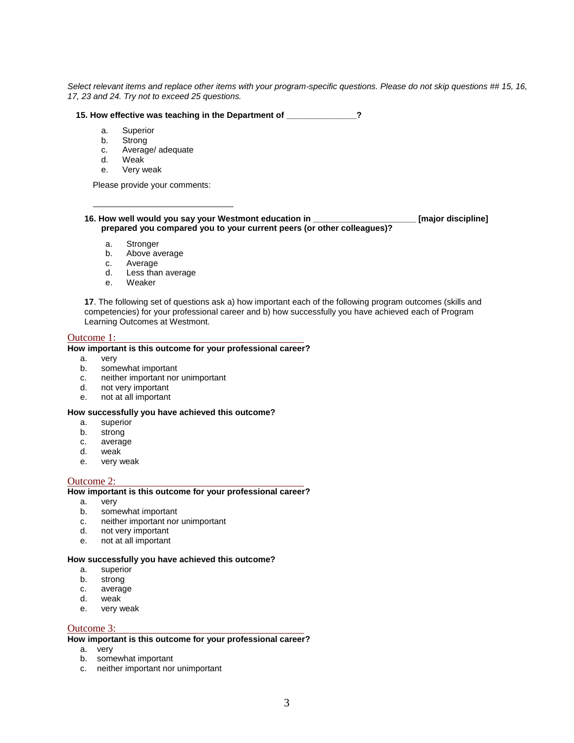*Select relevant items and replace other items with your program-specific questions. Please do not skip questions ## 15, 16, 17, 23 and 24. Try not to exceed 25 questions.*

**15. How effective was teaching in the Department of _______________?**

a. Superior
b. Strong
c. Average/ adequate
d. Weak
e. Very weak

Please provide your comments:

______________________________

**16. How well would you say your Westmont education in ______________________ [major discipline] prepared you compared you to your current peers (or other colleagues)?**

a. Stronger
b. Above average
c. Average
d. Less than average
e. Weaker

**17**. The following set of questions ask a) how important each of the following program outcomes (skills and competencies) for your professional career and b) how successfully you have achieved each of Program Learning Outcomes at Westmont.

Outcome 1: ________________________________________

**How important is this outcome for your professional career?**

a. very
b. somewhat important
c. neither important nor unimportant
d. not very important
e. not at all important

**How successfully you have achieved this outcome?**

a. superior
b. strong
c. average
d. weak
e. very weak

Outcome 2: ________________________________________

**How important is this outcome for your professional career?**

a. very
b. somewhat important
c. neither important nor unimportant
d. not very important
e. not at all important

**How successfully you have achieved this outcome?**

a. superior
b. strong
c. average
d. weak
e. very weak

Outcome 3: ________________________________________

**How important is this outcome for your professional career?**

a. very
b. somewhat important
c. neither important nor unimportant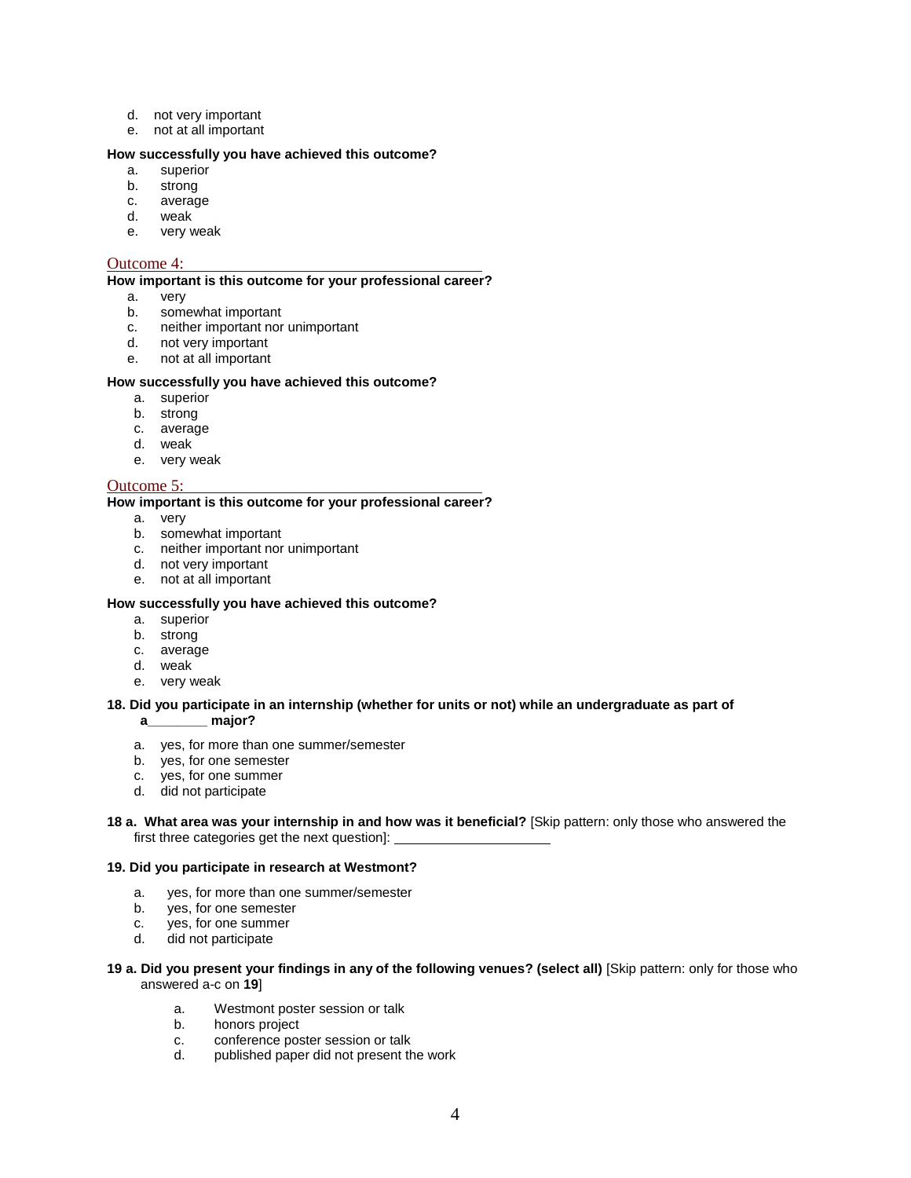d. not very important
e. not at all important

**How successfully you have achieved this outcome?**

a. superior
b. strong
c. average
d. weak
e. very weak

Outcome 4: ______________________________________

**How important is this outcome for your professional career?**

a. very
b. somewhat important
c. neither important nor unimportant
d. not very important
e. not at all important

**How successfully you have achieved this outcome?**

a. superior
b. strong
c. average
d. weak
e. very weak

Outcome 5: ______________________________________

**How important is this outcome for your professional career?**

a. very
b. somewhat important
c. neither important nor unimportant
d. not very important
e. not at all important

**How successfully you have achieved this outcome?**

a. superior
b. strong
c. average
d. weak
e. very weak

**18. Did you participate in an internship (whether for units or not) while an undergraduate as part of a________ major?**

a. yes, for more than one summer/semester
b. yes, for one semester
c. yes, for one summer
d. did not participate

**18 a. What area was your internship in and how was it beneficial?** [Skip pattern: only those who answered the first three categories get the next question]: ____________________

**19. Did you participate in research at Westmont?**

a. yes, for more than one summer/semester
b. yes, for one semester
c. yes, for one summer
d. did not participate

**19 a. Did you present your findings in any of the following venues? (select all)** [Skip pattern: only for those who answered a-c on **19**]

a. Westmont poster session or talk
b. honors project
c. conference poster session or talk
d. published paper did not present the work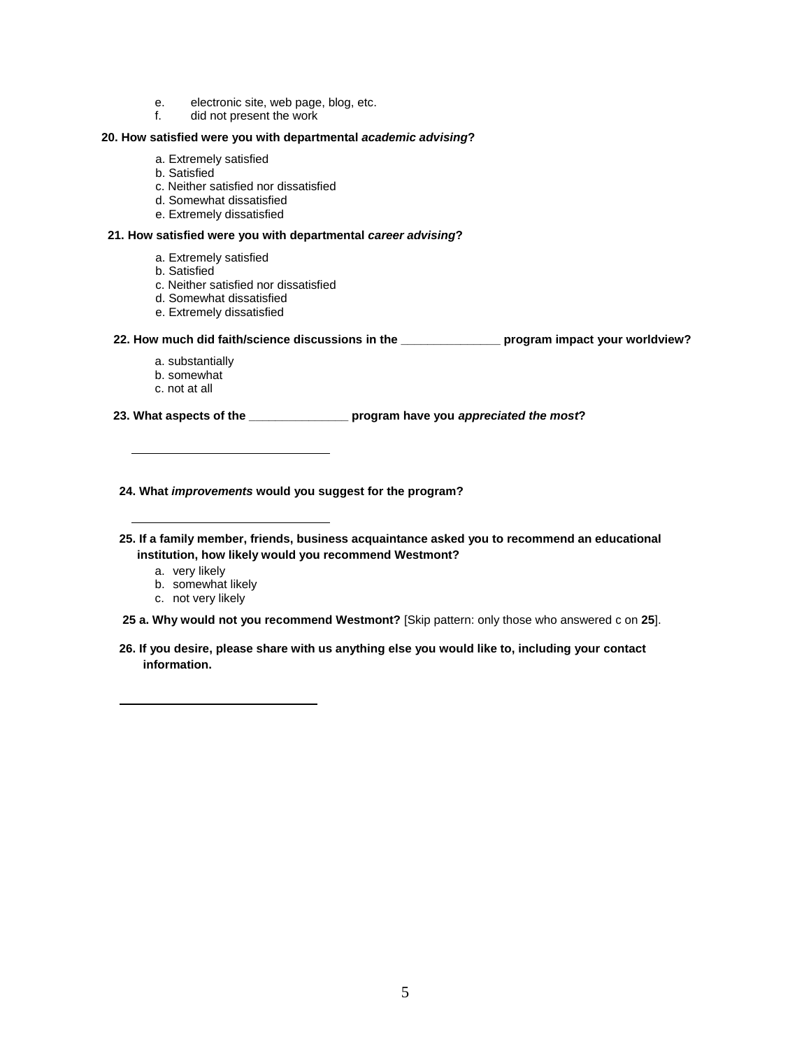e. electronic site, web page, blog, etc.
f. did not present the work

**20. How satisfied were you with departmental *academic advising*?**

a. Extremely satisfied
b. Satisfied
c. Neither satisfied nor dissatisfied
d. Somewhat dissatisfied
e. Extremely dissatisfied

**21. How satisfied were you with departmental *career advising*?**

a. Extremely satisfied
b. Satisfied
c. Neither satisfied nor dissatisfied
d. Somewhat dissatisfied
e. Extremely dissatisfied

**22. How much did faith/science discussions in the _______________ program impact your worldview?**

a. substantially
b. somewhat
c. not at all

**23. What aspects of the _______________ program have you *appreciated the most*?**

______________________________

**24. What *improvements* would you suggest for the program?**

______________________________

**25. If a family member, friends, business acquaintance asked you to recommend an educational institution, how likely would you recommend Westmont?**

a. very likely
b. somewhat likely
c. not very likely

**25 a. Why would not you recommend Westmont?** [Skip pattern: only those who answered c on **25**].

**26. If you desire, please share with us anything else you would like to, including your contact information.**

______________________________